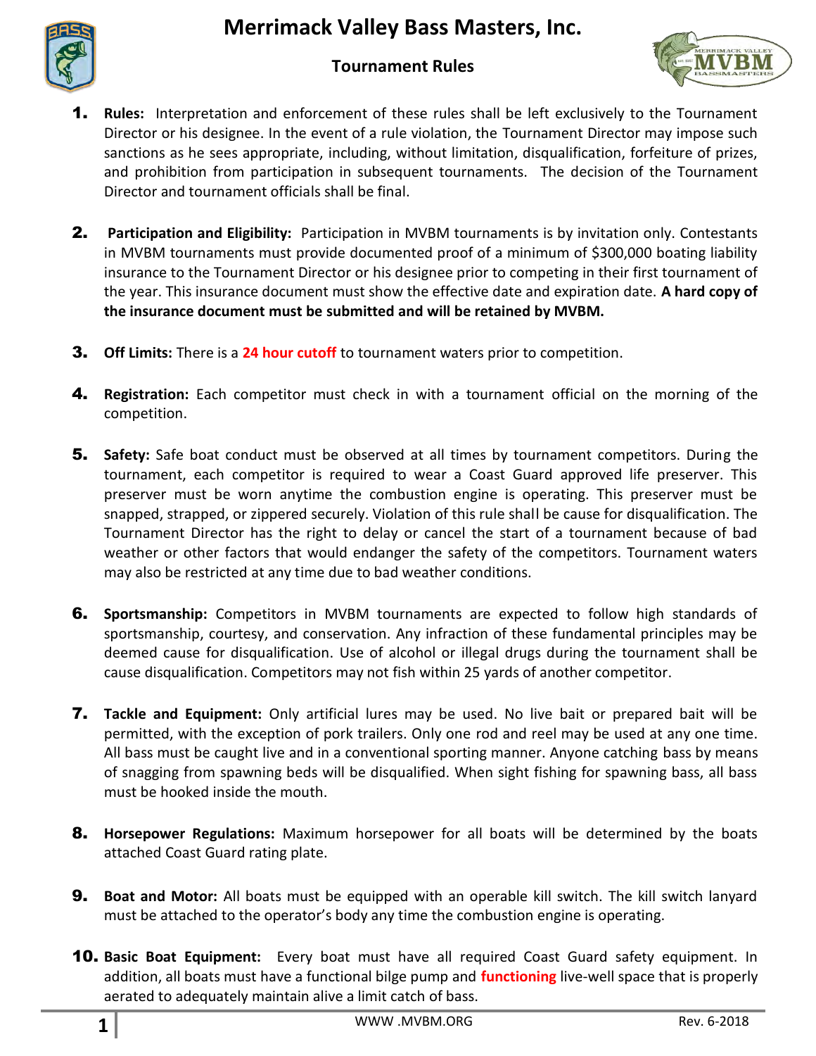# Merrimack Valley Bass Masters, Inc.

## Tournament Rules

1. **Rules:** Interpretation and enforcement of these rules shall be left exclusively to the Tournament Director or his designee. In the event of a rule violation, the Tournament Director may impose such sanctions as he sees appropriate, including, without limitation, disqualification, forfeiture of prizes, and prohibition from participation in subsequent tournaments. The decision of the Tournament Director and tournament officials shall be final.

2. **Participation and Eligibility:** Participation in MVBM tournaments is by invitation only. Contestants in MVBM tournaments must provide documented proof of a minimum of $300,000 boating liability insurance to the Tournament Director or his designee prior to competing in their first tournament of the year. This insurance document must show the effective date and expiration date. **A hard copy of the insurance document must be submitted and will be retained by MVBM.**

3. **Off Limits:** There is a **24 hour cutoff** to tournament waters prior to competition.

4. **Registration:** Each competitor must check in with a tournament official on the morning of the competition.

5. **Safety:** Safe boat conduct must be observed at all times by tournament competitors. During the tournament, each competitor is required to wear a Coast Guard approved life preserver. This preserver must be worn anytime the combustion engine is operating. This preserver must be snapped, strapped, or zippered securely. Violation of this rule shall be cause for disqualification. The Tournament Director has the right to delay or cancel the start of a tournament because of bad weather or other factors that would endanger the safety of the competitors. Tournament waters may also be restricted at any time due to bad weather conditions.

6. **Sportsmanship:** Competitors in MVBM tournaments are expected to follow high standards of sportsmanship, courtesy, and conservation. Any infraction of these fundamental principles may be deemed cause for disqualification. Use of alcohol or illegal drugs during the tournament shall be cause disqualification. Competitors may not fish within 25 yards of another competitor.

7. **Tackle and Equipment:** Only artificial lures may be used. No live bait or prepared bait will be permitted, with the exception of pork trailers. Only one rod and reel may be used at any one time. All bass must be caught live and in a conventional sporting manner. Anyone catching bass by means of snagging from spawning beds will be disqualified. When sight fishing for spawning bass, all bass must be hooked inside the mouth.

8. **Horsepower Regulations:** Maximum horsepower for all boats will be determined by the boats attached Coast Guard rating plate.

9. **Boat and Motor:** All boats must be equipped with an operable kill switch. The kill switch lanyard must be attached to the operator's body any time the combustion engine is operating.

10. **Basic Boat Equipment:** Every boat must have all required Coast Guard safety equipment. In addition, all boats must have a functional bilge pump and **functioning** live-well space that is properly aerated to adequately maintain alive a limit catch of bass.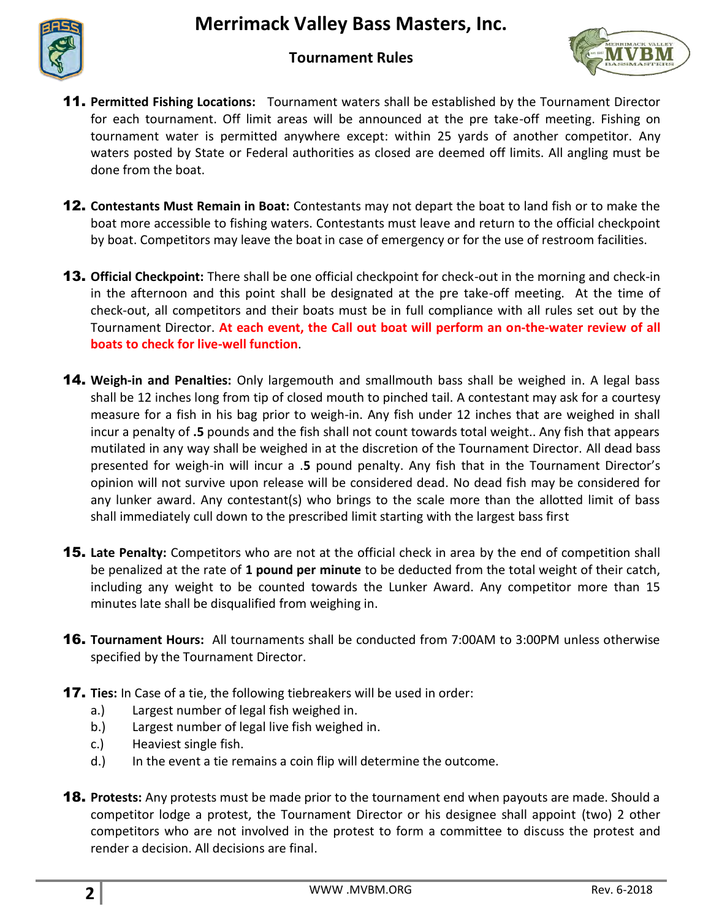# Merrimack Valley Bass Masters, Inc.

## Tournament Rules

11. **Permitted Fishing Locations:** Tournament waters shall be established by the Tournament Director for each tournament. Off limit areas will be announced at the pre take-off meeting. Fishing on tournament water is permitted anywhere except: within 25 yards of another competitor. Any waters posted by State or Federal authorities as closed are deemed off limits. All angling must be done from the boat.

12. **Contestants Must Remain in Boat:** Contestants may not depart the boat to land fish or to make the boat more accessible to fishing waters. Contestants must leave and return to the official checkpoint by boat. Competitors may leave the boat in case of emergency or for the use of restroom facilities.

13. **Official Checkpoint:** There shall be one official checkpoint for check-out in the morning and check-in in the afternoon and this point shall be designated at the pre take-off meeting. At the time of check-out, all competitors and their boats must be in full compliance with all rules set out by the Tournament Director. **At each event, the Call out boat will perform an on-the-water review of all boats to check for live-well function**.

14. **Weigh-in and Penalties:** Only largemouth and smallmouth bass shall be weighed in. A legal bass shall be 12 inches long from tip of closed mouth to pinched tail. A contestant may ask for a courtesy measure for a fish in his bag prior to weigh-in. Any fish under 12 inches that are weighed in shall incur a penalty of **.5** pounds and the fish shall not count towards total weight.. Any fish that appears mutilated in any way shall be weighed in at the discretion of the Tournament Director. All dead bass presented for weigh-in will incur a **.5** pound penalty. Any fish that in the Tournament Director's opinion will not survive upon release will be considered dead. No dead fish may be considered for any lunker award. Any contestant(s) who brings to the scale more than the allotted limit of bass shall immediately cull down to the prescribed limit starting with the largest bass first

15. **Late Penalty:** Competitors who are not at the official check in area by the end of competition shall be penalized at the rate of **1 pound per minute** to be deducted from the total weight of their catch, including any weight to be counted towards the Lunker Award. Any competitor more than 15 minutes late shall be disqualified from weighing in.

16. **Tournament Hours:** All tournaments shall be conducted from 7:00AM to 3:00PM unless otherwise specified by the Tournament Director.

17. **Ties:** In Case of a tie, the following tiebreakers will be used in order:
    - a.) Largest number of legal fish weighed in.
    - b.) Largest number of legal live fish weighed in.
    - c.) Heaviest single fish.
    - d.) In the event a tie remains a coin flip will determine the outcome.

18. **Protests:** Any protests must be made prior to the tournament end when payouts are made. Should a competitor lodge a protest, the Tournament Director or his designee shall appoint (two) 2 other competitors who are not involved in the protest to form a committee to discuss the protest and render a decision. All decisions are final.

WWW .MVBM.ORG Rev. 6-2018